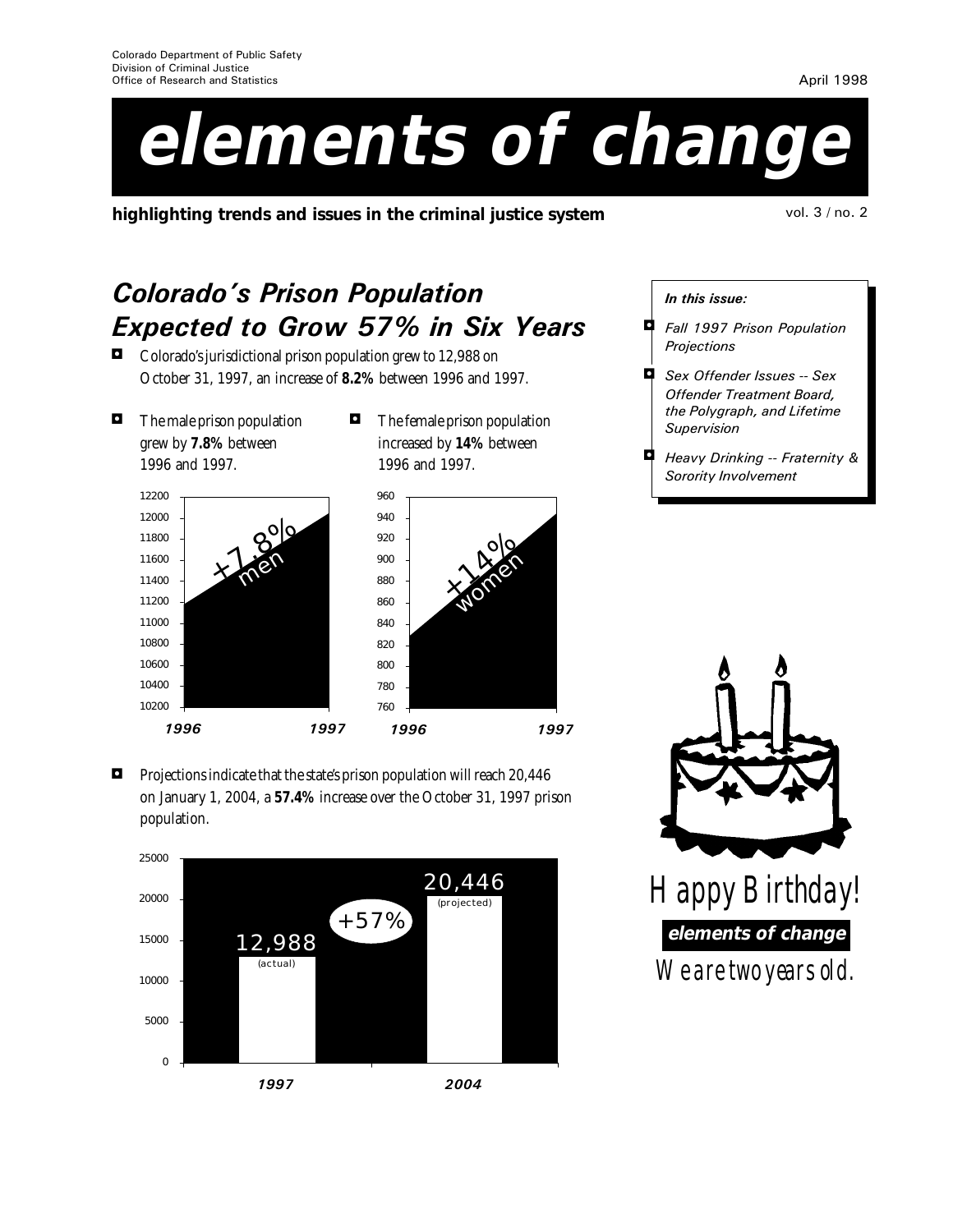Colorado Department of Public Safety
Division of Criminal Justice
Office of Research and Statistics

April 1998

# elements of change

**highlighting trends and issues in the criminal justice system**

vol. 3 / no. 2

## *Colorado's Prison Population Expected to Grow 57% in Six Years*

- Colorado's jurisdictional prison population grew to 12,988 on October 31, 1997, an increase of **8.2%** between 1996 and 1997.
- The male prison population grew by **7.8%** between 1996 and 1997.
- The female prison population increased by **14%** between 1996 and 1997.
- Projections indicate that the state's prison population will reach 20,446 on January 1, 2004, a **57.4%** increase over the October 31, 1997 prison population.

***In this issue:***

- *Fall 1997 Prison Population Projections*
- *Sex Offender Issues -- Sex Offender Treatment Board, the Polygraph, and Lifetime Supervision*
- *Heavy Drinking -- Fraternity & Sorority Involvement*

Happy Birthday!

**elements of change**

We are two years old.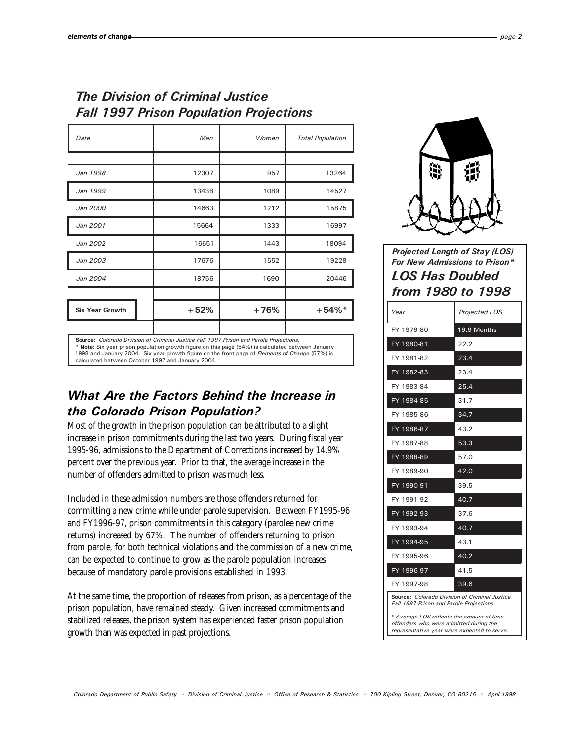## The Division of Criminal Justice Fall 1997 Prison Population Projections

| Date | Men | Women | Total Population |
|---|---|---|---|
| Jan 1998 | 12307 | 957 | 13264 |
| Jan 1999 | 13438 | 1089 | 14527 |
| Jan 2000 | 14663 | 1212 | 15875 |
| Jan 2001 | 15664 | 1333 | 16997 |
| Jan 2002 | 16651 | 1443 | 18094 |
| Jan 2003 | 17676 | 1552 | 19228 |
| Jan 2004 | 18756 | 1690 | 20446 |
| **Six Year Growth** | **+52%** | **+76%** | **+54%*** |

**Source:** *Colorado Division of Criminal Justice Fall 1997 Prison and Parole Projections.*
\* **Note:** Six year prison population growth figure on this page (54%) is calculated between January 1998 and January 2004. Six year growth figure on the front page of *Elements of Change* (57%) is calculated between October 1997 and January 2004.

## What Are the Factors Behind the Increase in the Colorado Prison Population?

Most of the growth in the prison population can be attributed to a slight increase in prison commitments during the last two years. During fiscal year 1995-96, admissions to the Department of Corrections increased by 14.9% percent over the previous year. Prior to that, the average increase in the number of offenders admitted to prison was much less.

Included in these admission numbers are those offenders returned for committing a new crime while under parole supervision. Between FY1995-96 and FY1996-97, prison commitments in this category (parolee new crime returns) increased by 67%. The number of offenders returning to prison from parole, for both technical violations and the commission of a new crime, can be expected to continue to grow as the parole population increases because of mandatory parole provisions established in 1993.

At the same time, the proportion of releases from prison, as a percentage of the prison population, have remained steady. Given increased commitments and stabilized releases, the prison system has experienced faster prison population growth than was expected in past projections.

### Projected Length of Stay (LOS) For New Admissions to Prison*

### LOS Has Doubled from 1980 to 1998

| Year | Projected LOS |
|---|---|
| FY 1979-80 | 19.9 Months |
| FY 1980-81 | 22.2 |
| FY 1981-82 | 23.4 |
| FY 1982-83 | 23.4 |
| FY 1983-84 | 25.4 |
| FY 1984-85 | 31.7 |
| FY 1985-86 | 34.7 |
| FY 1986-87 | 43.2 |
| FY 1987-88 | 53.3 |
| FY 1988-89 | 57.0 |
| FY 1989-90 | 42.0 |
| FY 1990-91 | 39.5 |
| FY 1991-92 | 40.7 |
| FY 1992-93 | 37.6 |
| FY 1993-94 | 40.7 |
| FY 1994-95 | 43.1 |
| FY 1995-96 | 40.2 |
| FY 1996-97 | 41.5 |
| FY 1997-98 | 39.6 |

**Source:** *Colorado Division of Criminal Justice Fall 1997 Prison and Parole Projections.*

*\* Average LOS reflects the amount of time offenders who were admitted during the representative year were expected to serve.*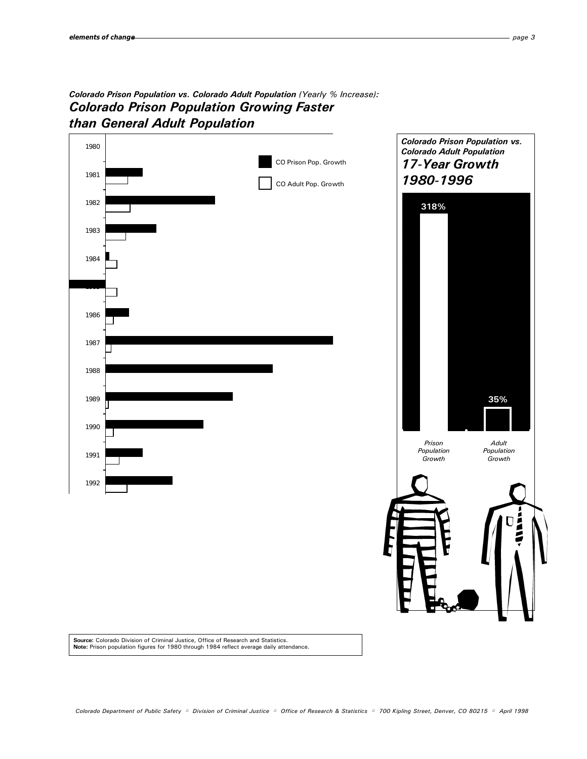***Colorado Prison Population vs. Colorado Adult Population*** *(Yearly % Increase):*

## *Colorado Prison Population Growing Faster than General Adult Population*

1980

1981

1982

1983

1984

1986

1987

1988

1989

1990

1991

1992

CO Prison Pop. Growth

CO Adult Pop. Growth

***Colorado Prison Population vs. Colorado Adult Population***

### *17-Year Growth 1980-1996*

318%

35%

*Prison Population Growth*

*Adult Population Growth*

**Source:** Colorado Division of Criminal Justice, Office of Research and Statistics.
**Note:** Prison population figures for 1980 through 1984 reflect average daily attendance.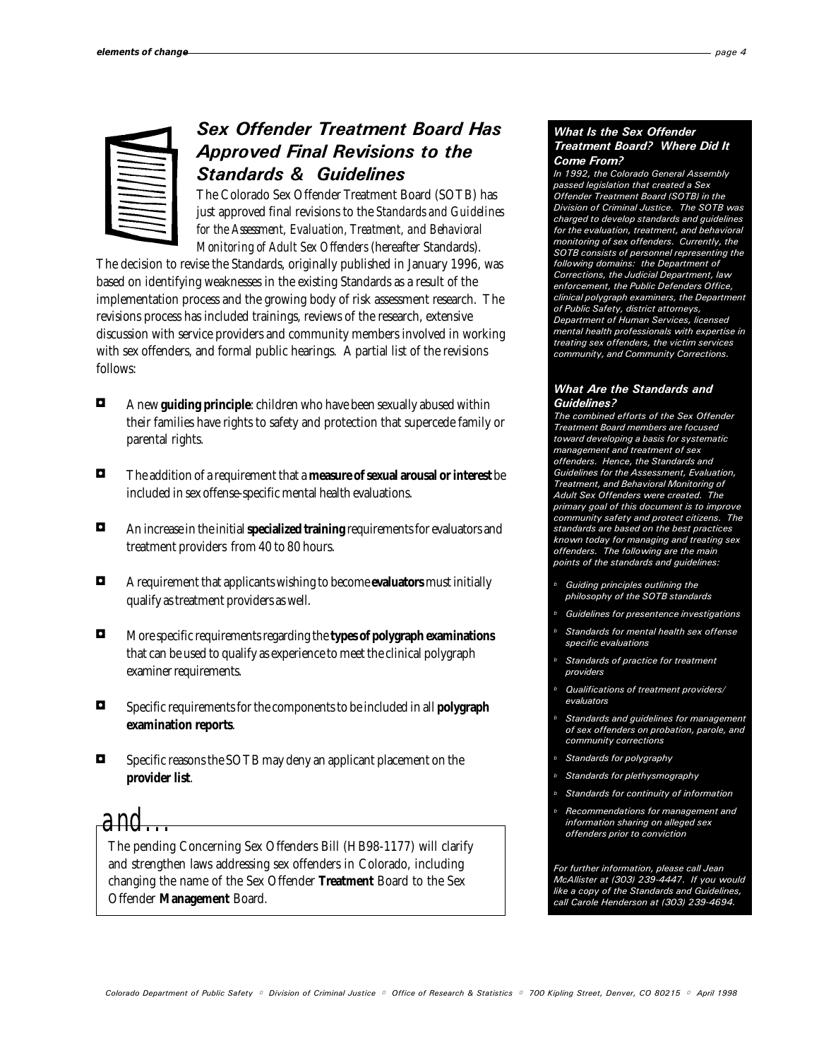## Sex Offender Treatment Board Has Approved Final Revisions to the Standards & Guidelines

The Colorado Sex Offender Treatment Board (SOTB) has just approved final revisions to the *Standards and Guidelines for the Assessment, Evaluation, Treatment, and Behavioral Monitoring of Adult Sex Offenders* (hereafter Standards). The decision to revise the Standards, originally published in January 1996, was based on identifying weaknesses in the existing Standards as a result of the implementation process and the growing body of risk assessment research. The revisions process has included trainings, reviews of the research, extensive discussion with service providers and community members involved in working with sex offenders, and formal public hearings. A partial list of the revisions follows:

- A new **guiding principle**: children who have been sexually abused within their families have rights to safety and protection that supercede family or parental rights.
- The addition of a requirement that a **measure of sexual arousal or interest** be included in sex offense-specific mental health evaluations.
- An increase in the initial **specialized training** requirements for evaluators and treatment providers from 40 to 80 hours.
- A requirement that applicants wishing to become **evaluators** must initially qualify as treatment providers as well.
- More specific requirements regarding the **types of polygraph examinations** that can be used to qualify as experience to meet the clinical polygraph examiner requirements.
- Specific requirements for the components to be included in all **polygraph examination reports**.
- Specific reasons the SOTB may deny an applicant placement on the **provider list**.

### and...

The pending Concerning Sex Offenders Bill (HB98-1177) will clarify and strengthen laws addressing sex offenders in Colorado, including changing the name of the Sex Offender **Treatment** Board to the Sex Offender **Management** Board.

### What Is the Sex Offender Treatment Board? Where Did It Come From?

*In 1992, the Colorado General Assembly passed legislation that created a Sex Offender Treatment Board (SOTB) in the Division of Criminal Justice. The SOTB was charged to develop standards and guidelines for the evaluation, treatment, and behavioral monitoring of sex offenders. Currently, the SOTB consists of personnel representing the following domains: the Department of Corrections, the Judicial Department, law enforcement, the Public Defenders Office, clinical polygraph examiners, the Department of Public Safety, district attorneys, Department of Human Services, licensed mental health professionals with expertise in treating sex offenders, the victim services community, and Community Corrections.*

### What Are the Standards and Guidelines?

*The combined efforts of the Sex Offender Treatment Board members are focused toward developing a basis for systematic management and treatment of sex offenders. Hence, the Standards and Guidelines for the Assessment, Evaluation, Treatment, and Behavioral Monitoring of Adult Sex Offenders were created. The primary goal of this document is to improve community safety and protect citizens. The standards are based on the best practices known today for managing and treating sex offenders. The following are the main points of the standards and guidelines:*

- *Guiding principles outlining the philosophy of the SOTB standards*
- *Guidelines for presentence investigations*
- *Standards for mental health sex offense specific evaluations*
- *Standards of practice for treatment providers*
- *Qualifications of treatment providers/ evaluators*
- *Standards and guidelines for management of sex offenders on probation, parole, and community corrections*
- *Standards for polygraphy*
- *Standards for plethysmography*
- *Standards for continuity of information*
- *Recommendations for management and information sharing on alleged sex offenders prior to conviction*

*For further information, please call Jean McAllister at (303) 239-4447. If you would like a copy of the Standards and Guidelines, call Carole Henderson at (303) 239-4694.*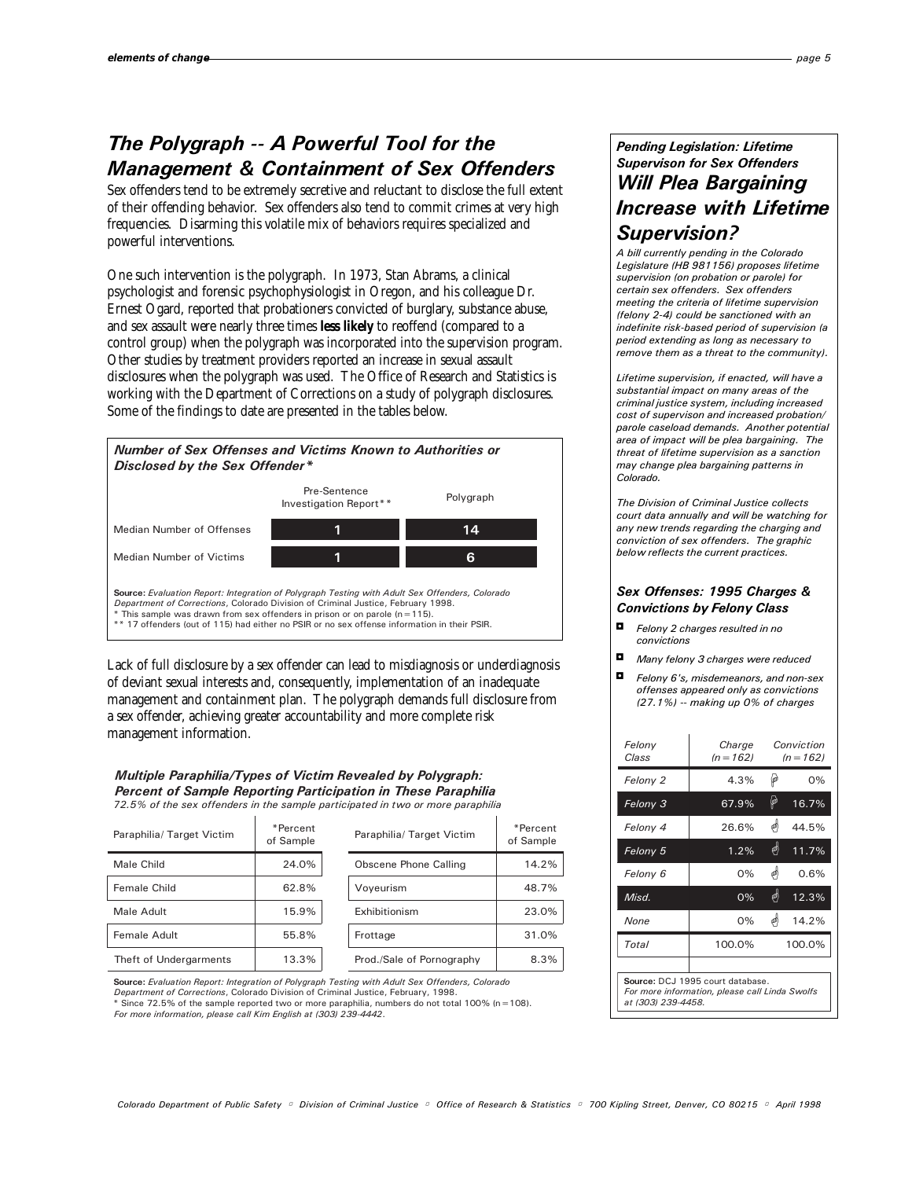## The Polygraph -- A Powerful Tool for the Management & Containment of Sex Offenders

Sex offenders tend to be extremely secretive and reluctant to disclose the full extent of their offending behavior. Sex offenders also tend to commit crimes at very high frequencies. Disarming this volatile mix of behaviors requires specialized and powerful interventions.

One such intervention is the polygraph. In 1973, Stan Abrams, a clinical psychologist and forensic psychophysiologist in Oregon, and his colleague Dr. Ernest Ogard, reported that probationers convicted of burglary, substance abuse, and sex assault were nearly three times **less likely** to reoffend (compared to a control group) when the polygraph was incorporated into the supervision program. Other studies by treatment providers reported an increase in sexual assault disclosures when the polygraph was used. The Office of Research and Statistics is working with the Department of Corrections on a study of polygraph disclosures. Some of the findings to date are presented in the tables below.

**Number of Sex Offenses and Victims Known to Authorities or Disclosed by the Sex Offender***

| | Pre-Sentence Investigation Report** | Polygraph |
|---|---|---|
| Median Number of Offenses | 1 | 14 |
| Median Number of Victims | 1 | 6 |

**Source:** *Evaluation Report: Integration of Polygraph Testing with Adult Sex Offenders, Colorado Department of Corrections*, Colorado Division of Criminal Justice, February 1998.
* This sample was drawn from sex offenders in prison or on parole (n=115).
** 17 offenders (out of 115) had either no PSIR or no sex offense information in their PSIR.

Lack of full disclosure by a sex offender can lead to misdiagnosis or underdiagnosis of deviant sexual interests and, consequently, implementation of an inadequate management and containment plan. The polygraph demands full disclosure from a sex offender, achieving greater accountability and more complete risk management information.

**Multiple Paraphilia/Types of Victim Revealed by Polygraph: Percent of Sample Reporting Participation in These Paraphilia**
*72.5% of the sex offenders in the sample participated in two or more paraphilia*

| Paraphilia/ Target Victim | *Percent of Sample | Paraphilia/ Target Victim | *Percent of Sample |
|---|---|---|---|
| Male Child | 24.0% | Obscene Phone Calling | 14.2% |
| Female Child | 62.8% | Voyeurism | 48.7% |
| Male Adult | 15.9% | Exhibitionism | 23.0% |
| Female Adult | 55.8% | Frottage | 31.0% |
| Theft of Undergarments | 13.3% | Prod./Sale of Pornography | 8.3% |

**Source:** *Evaluation Report: Integration of Polygraph Testing with Adult Sex Offenders, Colorado Department of Corrections*, Colorado Division of Criminal Justice, February, 1998.
* Since 72.5% of the sample reported two or more paraphilia, numbers do not total 100% (n=108).
*For more information, please call Kim English at (303) 239-4442.*

### Pending Legislation: Lifetime Supervison for Sex Offenders

## Will Plea Bargaining Increase with Lifetime Supervision?

*A bill currently pending in the Colorado Legislature (HB 981156) proposes lifetime supervision (on probation or parole) for certain sex offenders. Sex offenders meeting the criteria of lifetime supervision (felony 2-4) could be sanctioned with an indefinite risk-based period of supervision (a period extending as long as necessary to remove them as a threat to the community).*

*Lifetime supervision, if enacted, will have a substantial impact on many areas of the criminal justice system, including increased cost of supervison and increased probation/ parole caseload demands. Another potential area of impact will be plea bargaining. The threat of lifetime supervision as a sanction may change plea bargaining patterns in Colorado.*

*The Division of Criminal Justice collects court data annually and will be watching for any new trends regarding the charging and conviction of sex offenders. The graphic below reflects the current practices.*

### Sex Offenses: 1995 Charges & Convictions by Felony Class

- *Felony 2 charges resulted in no convictions*
- *Many felony 3 charges were reduced*
- *Felony 6's, misdemeanors, and non-sex offenses appeared only as convictions (27.1%) -- making up 0% of charges*

| Felony Class | Charge (n=162) | Conviction (n=162) |
|---|---|---|
| Felony 2 | 4.3% | 0% |
| Felony 3 | 67.9% | 16.7% |
| Felony 4 | 26.6% | 44.5% |
| Felony 5 | 1.2% | 11.7% |
| Felony 6 | 0% | 0.6% |
| Misd. | 0% | 12.3% |
| None | 0% | 14.2% |
| Total | 100.0% | 100.0% |

**Source:** DCJ 1995 court database.
*For more information, please call Linda Swolfs at (303) 239-4458.*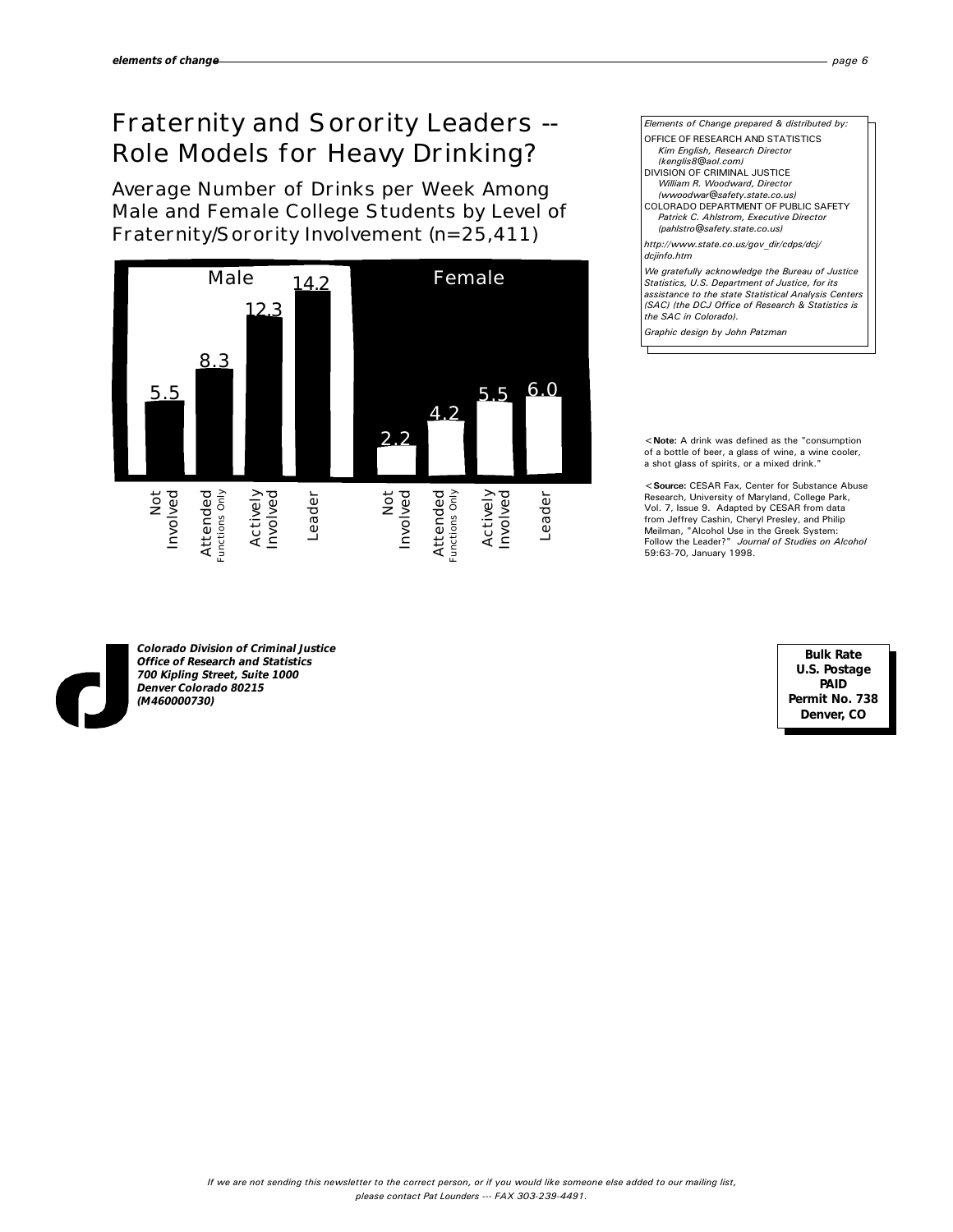# Fraternity and Sorority Leaders -- Role Models for Heavy Drinking?

## Average Number of Drinks per Week Among Male and Female College Students by Level of Fraternity/Sorority Involvement (n=25,411)

Male

5.5
8.3
12.3
14.2

Female

2.2
4.2
5.5
6.0

Not Involved
Attended Functions Only
Actively Involved
Leader

Not Involved
Attended Functions Only
Actively Involved
Leader

*Elements of Change prepared & distributed by:*

OFFICE OF RESEARCH AND STATISTICS
*Kim English, Research Director*
*(kenglis8@aol.com)*
DIVISION OF CRIMINAL JUSTICE
*William R. Woodward, Director*
*(wwoodwar@safety.state.co.us)*
COLORADO DEPARTMENT OF PUBLIC SAFETY
*Patrick C. Ahlstrom, Executive Director*
*(pahlstro@safety.state.co.us)*

*http://www.state.co.us/gov_dir/cdps/dcj/dcjinfo.htm*

*We gratefully acknowledge the Bureau of Justice Statistics, U.S. Department of Justice, for its assistance to the state Statistical Analysis Centers (SAC) (the DCJ Office of Research & Statistics is the SAC in Colorado).*

*Graphic design by John Patzman*

<**Note:** A drink was defined as the "consumption of a bottle of beer, a glass of wine, a wine cooler, a shot glass of spirits, or a mixed drink."

<**Source:** CESAR Fax, Center for Substance Abuse Research, University of Maryland, College Park, Vol. 7, Issue 9. Adapted by CESAR from data from Jeffrey Cashin, Cheryl Presley, and Philip Meilman, "Alcohol Use in the Greek System: Follow the Leader?" *Journal of Studies on Alcohol* 59:63-70, January 1998.

***Colorado Division of Criminal Justice***
***Office of Research and Statistics***
***700 Kipling Street, Suite 1000***
***Denver Colorado 80215***
***(M460000730)***

**Bulk Rate**
**U.S. Postage**
**PAID**
**Permit No. 738**
**Denver, CO**

*If we are not sending this newsletter to the correct person, or if you would like someone else added to our mailing list, please contact Pat Lounders --- FAX 303-239-4491.*